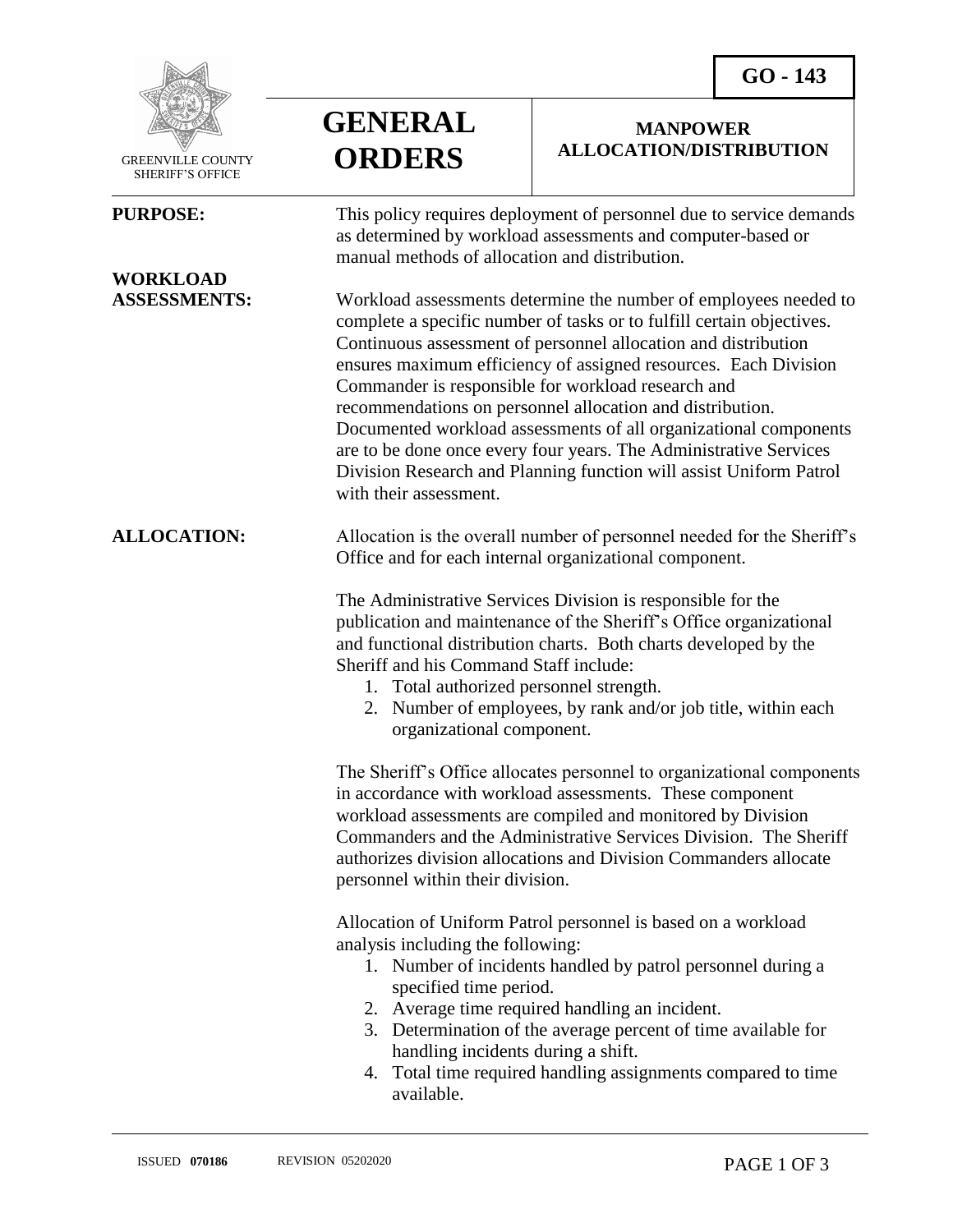GREENVILLE COUNTY SHERIFF'S OFFICE

# GENERAL ORDERS

**GO - 143**

## MANPOWER ALLOCATION/DISTRIBUTION

**PURPOSE:**

This policy requires deployment of personnel due to service demands as determined by workload assessments and computer-based or manual methods of allocation and distribution.

**WORKLOAD ASSESSMENTS:**

Workload assessments determine the number of employees needed to complete a specific number of tasks or to fulfill certain objectives. Continuous assessment of personnel allocation and distribution ensures maximum efficiency of assigned resources. Each Division Commander is responsible for workload research and recommendations on personnel allocation and distribution. Documented workload assessments of all organizational components are to be done once every four years. The Administrative Services Division Research and Planning function will assist Uniform Patrol with their assessment.

**ALLOCATION:**

Allocation is the overall number of personnel needed for the Sheriff's Office and for each internal organizational component.

The Administrative Services Division is responsible for the publication and maintenance of the Sheriff's Office organizational and functional distribution charts. Both charts developed by the Sheriff and his Command Staff include:

1. Total authorized personnel strength.
2. Number of employees, by rank and/or job title, within each organizational component.

The Sheriff's Office allocates personnel to organizational components in accordance with workload assessments. These component workload assessments are compiled and monitored by Division Commanders and the Administrative Services Division. The Sheriff authorizes division allocations and Division Commanders allocate personnel within their division.

Allocation of Uniform Patrol personnel is based on a workload analysis including the following:

1. Number of incidents handled by patrol personnel during a specified time period.
2. Average time required handling an incident.
3. Determination of the average percent of time available for handling incidents during a shift.
4. Total time required handling assignments compared to time available.

ISSUED **070186** REVISION 05202020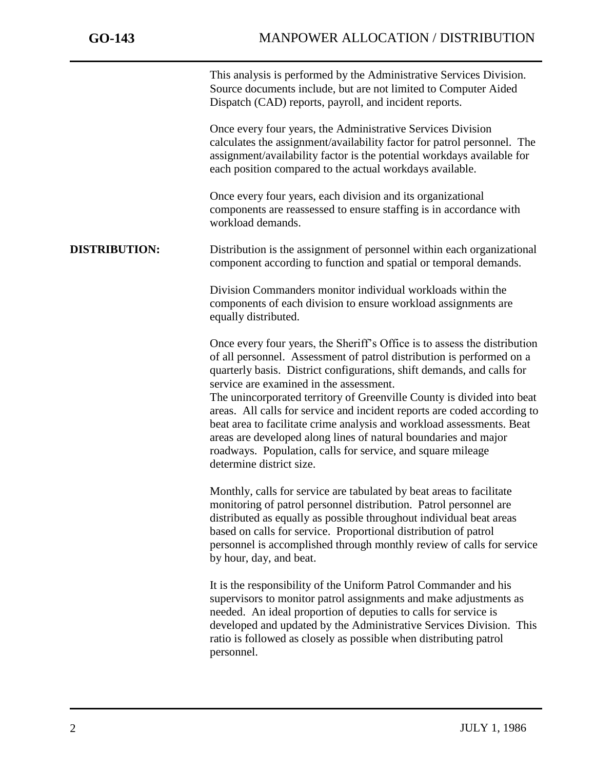This analysis is performed by the Administrative Services Division. Source documents include, but are not limited to Computer Aided Dispatch (CAD) reports, payroll, and incident reports.

Once every four years, the Administrative Services Division calculates the assignment/availability factor for patrol personnel. The assignment/availability factor is the potential workdays available for each position compared to the actual workdays available.

Once every four years, each division and its organizational components are reassessed to ensure staffing is in accordance with workload demands.

**DISTRIBUTION:** Distribution is the assignment of personnel within each organizational component according to function and spatial or temporal demands.

Division Commanders monitor individual workloads within the components of each division to ensure workload assignments are equally distributed.

Once every four years, the Sheriff's Office is to assess the distribution of all personnel. Assessment of patrol distribution is performed on a quarterly basis. District configurations, shift demands, and calls for service are examined in the assessment.
The unincorporated territory of Greenville County is divided into beat areas. All calls for service and incident reports are coded according to beat area to facilitate crime analysis and workload assessments. Beat areas are developed along lines of natural boundaries and major roadways. Population, calls for service, and square mileage determine district size.

Monthly, calls for service are tabulated by beat areas to facilitate monitoring of patrol personnel distribution. Patrol personnel are distributed as equally as possible throughout individual beat areas based on calls for service. Proportional distribution of patrol personnel is accomplished through monthly review of calls for service by hour, day, and beat.

It is the responsibility of the Uniform Patrol Commander and his supervisors to monitor patrol assignments and make adjustments as needed. An ideal proportion of deputies to calls for service is developed and updated by the Administrative Services Division. This ratio is followed as closely as possible when distributing patrol personnel.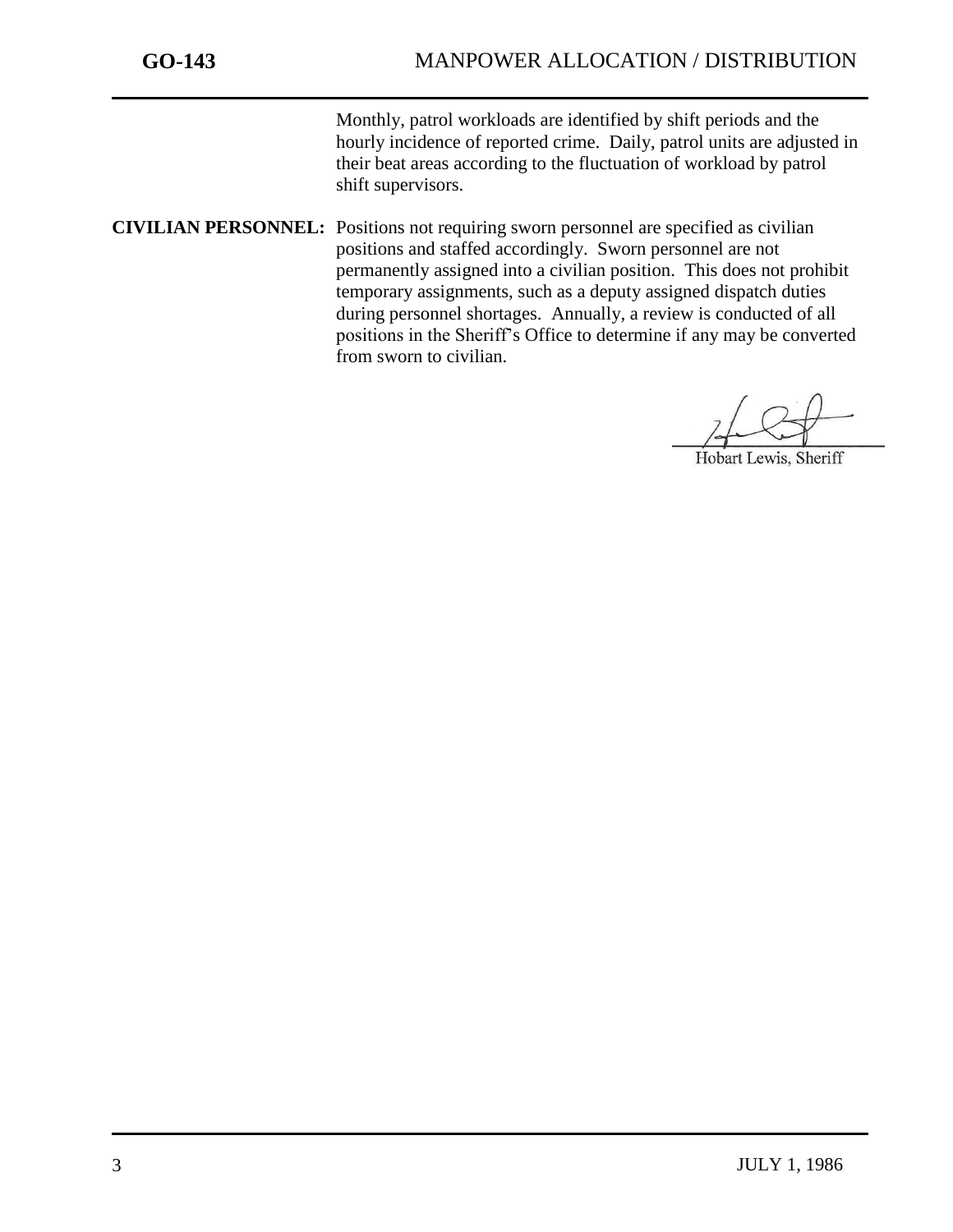Monthly, patrol workloads are identified by shift periods and the hourly incidence of reported crime. Daily, patrol units are adjusted in their beat areas according to the fluctuation of workload by patrol shift supervisors.

**CIVILIAN PERSONNEL:** Positions not requiring sworn personnel are specified as civilian positions and staffed accordingly. Sworn personnel are not permanently assigned into a civilian position. This does not prohibit temporary assignments, such as a deputy assigned dispatch duties during personnel shortages. Annually, a review is conducted of all positions in the Sheriff's Office to determine if any may be converted from sworn to civilian.

Hobart Lewis, Sheriff